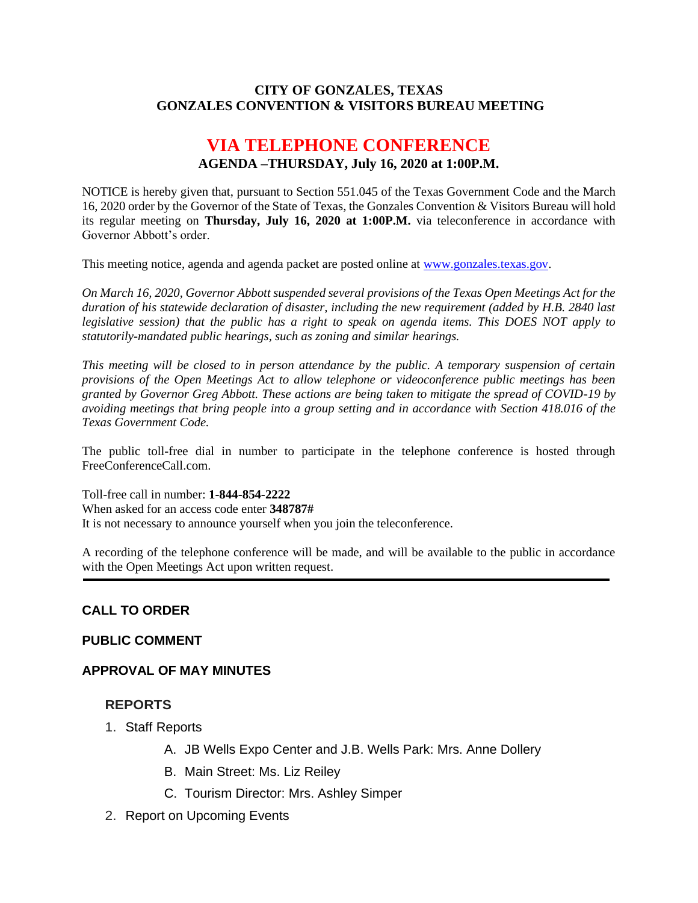# CITY OF GONZALES, TEXAS
## GONZALES CONVENTION & VISITORS BUREAU MEETING

## VIA TELEPHONE CONFERENCE
### AGENDA –THURSDAY, July 16, 2020 at 1:00P.M.

NOTICE is hereby given that, pursuant to Section 551.045 of the Texas Government Code and the March 16, 2020 order by the Governor of the State of Texas, the Gonzales Convention & Visitors Bureau will hold its regular meeting on **Thursday, July 16, 2020 at 1:00P.M.** via teleconference in accordance with Governor Abbott's order.

This meeting notice, agenda and agenda packet are posted online at www.gonzales.texas.gov.

*On March 16, 2020, Governor Abbott suspended several provisions of the Texas Open Meetings Act for the duration of his statewide declaration of disaster, including the new requirement (added by H.B. 2840 last legislative session) that the public has a right to speak on agenda items. This DOES NOT apply to statutorily-mandated public hearings, such as zoning and similar hearings.*

*This meeting will be closed to in person attendance by the public. A temporary suspension of certain provisions of the Open Meetings Act to allow telephone or videoconference public meetings has been granted by Governor Greg Abbott. These actions are being taken to mitigate the spread of COVID-19 by avoiding meetings that bring people into a group setting and in accordance with Section 418.016 of the Texas Government Code.*

The public toll-free dial in number to participate in the telephone conference is hosted through FreeConferenceCall.com.

Toll-free call in number: **1-844-854-2222**
When asked for an access code enter **348787#**
It is not necessary to announce yourself when you join the teleconference.

A recording of the telephone conference will be made, and will be available to the public in accordance with the Open Meetings Act upon written request.

---

**CALL TO ORDER**

**PUBLIC COMMENT**

**APPROVAL OF MAY MINUTES**

**REPORTS**

1. Staff Reports
   - A. JB Wells Expo Center and J.B. Wells Park: Mrs. Anne Dollery
   - B. Main Street: Ms. Liz Reiley
   - C. Tourism Director: Mrs. Ashley Simper
2. Report on Upcoming Events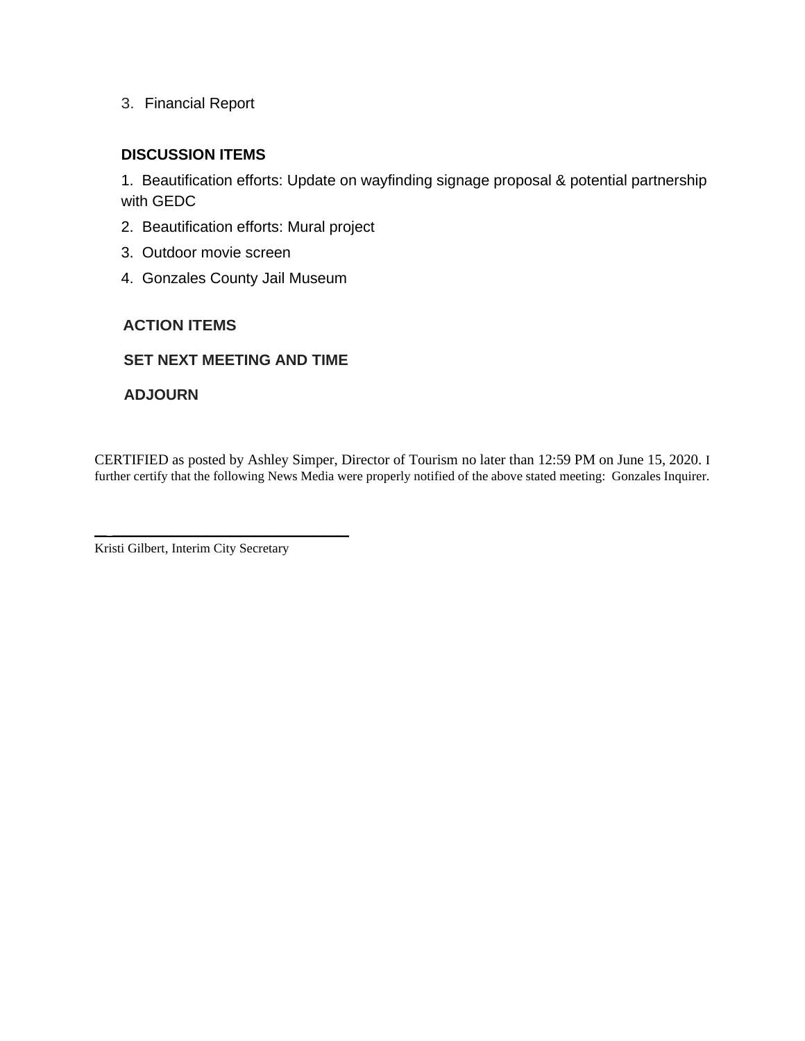3. Financial Report

**DISCUSSION ITEMS**

1. Beautification efforts: Update on wayfinding signage proposal & potential partnership with GEDC
2. Beautification efforts: Mural project
3. Outdoor movie screen
4. Gonzales County Jail Museum

**ACTION ITEMS**

**SET NEXT MEETING AND TIME**

**ADJOURN**

CERTIFIED as posted by Ashley Simper, Director of Tourism no later than 12:59 PM on June 15, 2020. I further certify that the following News Media were properly notified of the above stated meeting: Gonzales Inquirer.

\_\_\_\_\_\_\_\_\_\_\_\_\_\_\_\_\_\_\_\_\_\_\_\_\_\_\_\_\_\_\_\_\_\_

Kristi Gilbert, Interim City Secretary